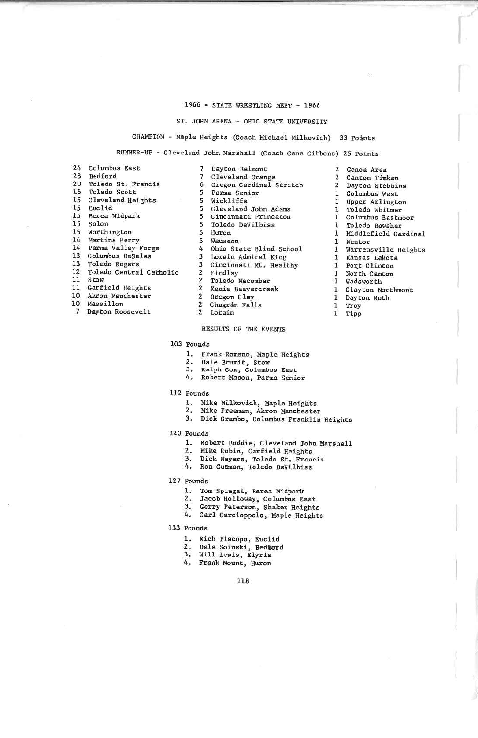# 1966 - STATE WRESTLING MEET - 1966

## ST. JOHN ARENA - OHIO STATE UNIVERSITY

CHAMPION - Maple Heights (Coach Michael Milkovich) 33 Points

RUNNER-UP - Cleveland John Marshall (Coach Gene Gibbons) 25 Points

24 Columbus East
23 Bedford
20 Toledo St. Francis
16 Toledo Scott
15 Cleveland Heights
15 Euclid
15 Berea Midpark
15 Solon
15 Worthington
14 Martins Ferry
14 Parma Valley Forge
13 Columbus DeSales
13 Toledo Rogers
12 Toledo Central Catholic
11 Stow
11 Garfield Heights
10 Akron Manchester
10 Massillon
7 Dayton Roosevelt
7 Dayton Belmont
7 Cleveland Orange
6 Oregon Cardinal Stritch
5 Parma Senior
5 Wickliffe
5 Cleveland John Adams
5 Cincinnati Princeton
5 Toledo DeVilbiss
5 Huron
5 Wauseon
4 Ohio State Blind School
3 Lorain Admiral King
3 Cincinnati Mt. Healthy
2 Findlay
2 Toledo Macomber
2 Xenia Beavercreek
2 Oregon Clay
2 Chagrin Falls
2 Lorain
2 Genoa Area
2 Canton Timken
2 Dayton Stebbins
1 Columbus West
1 Upper Arlington
1 Toledo Whitmer
1 Columbus Eastmoor
1 Toledo Bowsher
1 Middlefield Cardinal
1 Mentor
1 Warrensville Heights
1 Kansas Lakota
1 Port Clinton
1 North Canton
1 Wadsworth
1 Clayton Northmont
1 Dayton Roth
1 Troy
1 Tipp

### RESULTS OF THE EVENTS

**103 Pounds**

1. Frank Romano, Maple Heights
2. Dale Brumit, Stow
3. Ralph Cox, Columbus East
4. Robert Mason, Parma Senior

**112 Pounds**

1. Mike Milkovich, Maple Heights
2. Mike Freeman, Akron Manchester
3. Dick Crambo, Columbus Franklin Heights

**120 Pounds**

1. Robert Buddie, Cleveland John Marshall
2. Mike Rubin, Garfield Heights
3. Dick Meyers, Toledo St. Francis
4. Ron Guzman, Toledo DeVilbiss

**127 Pounds**

1. Tom Spiegal, Berea Midpark
2. Jacob Holloway, Columbus East
3. Gerry Peterson, Shaker Heights
4. Carl Carcioppolo, Maple Heights

**133 Pounds**

1. Rich Piscopo, Euclid
2. Dale Soinski, Bedford
3. Will Lewis, Elyria
4. Frank Mount, Huron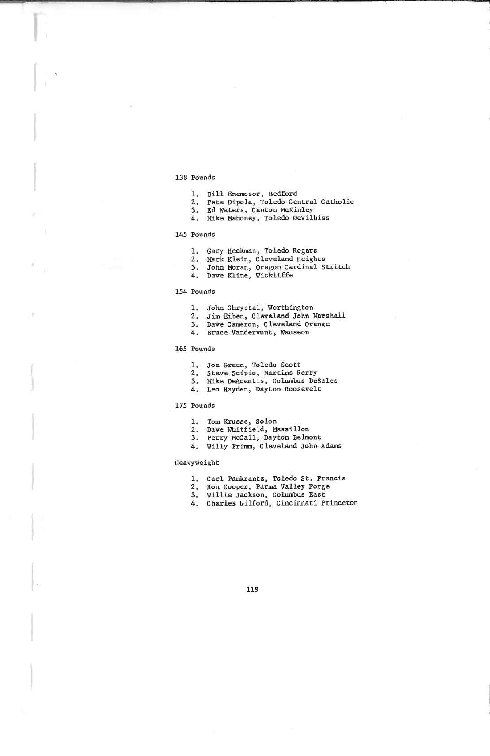138 Pounds

1. Bill Enemosor, Bedford
2. Pete Dipola, Toledo Central Catholic
3. Ed Waters, Canton McKinley
4. Mike Mahoney, Toledo DeVilbiss

145 Pounds

1. Gary Heckman, Toledo Rogers
2. Mark Klein, Cleveland Heights
3. John Moran, Oregon Cardinal Stritch
4. Dave Kline, Wickliffe

154 Pounds

1. John Chrystal, Worthington
2. Jim Eiben, Cleveland John Marshall
3. Dave Cameron, Cleveland Orange
4. Bruce Vandervunt, Wauseon

165 Pounds

1. Joe Green, Toledo Scott
2. Steve Scipio, Martins Ferry
3. Mike DeAcentis, Columbus DeSales
4. Leo Hayden, Dayton Roosevelt

175 Pounds

1. Tom Krusse, Solon
2. Dave Whitfield, Massillon
3. Perry McCall, Dayton Belmont
4. Willy Primm, Cleveland John Adams

Heavyweight

1. Carl Pankrantz, Toledo St. Francis
2. Ron Cooper, Parma Valley Forge
3. Willie Jackson, Columbus East
4. Charles Gilford, Cincinnati Princeton